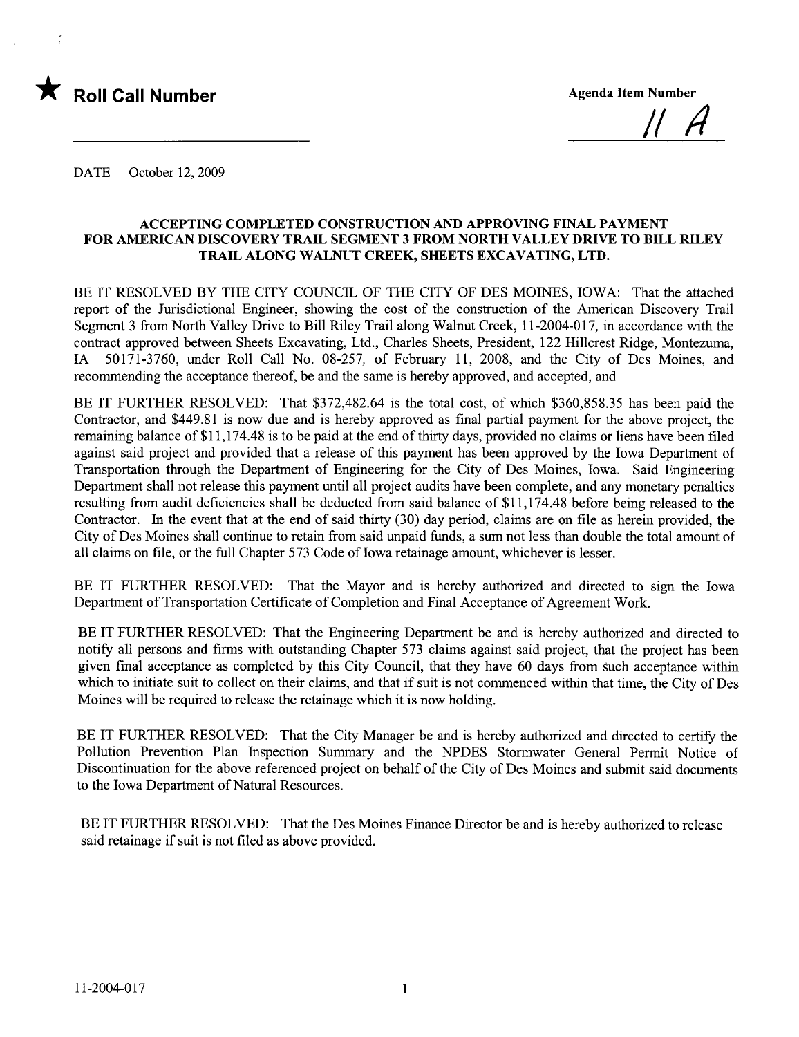★ **Roll Call Number**

Agenda Item Number

11 A

DATE October 12, 2009

**ACCEPTING COMPLETED CONSTRUCTION AND APPROVING FINAL PAYMENT FOR AMERICAN DISCOVERY TRAIL SEGMENT 3 FROM NORTH VALLEY DRIVE TO BILL RILEY TRAIL ALONG WALNUT CREEK, SHEETS EXCAVATING, LTD.**

BE IT RESOLVED BY THE CITY COUNCIL OF THE CITY OF DES MOINES, IOWA: That the attached report of the Jurisdictional Engineer, showing the cost of the construction of the American Discovery Trail Segment 3 from North Valley Drive to Bill Riley Trail along Walnut Creek, 11-2004-017, in accordance with the contract approved between Sheets Excavating, Ltd., Charles Sheets, President, 122 Hillcrest Ridge, Montezuma, IA 50171-3760, under Roll Call No. 08-257, of February 11, 2008, and the City of Des Moines, and recommending the acceptance thereof, be and the same is hereby approved, and accepted, and

BE IT FURTHER RESOLVED: That $372,482.64 is the total cost, of which $360,858.35 has been paid the Contractor, and $449.81 is now due and is hereby approved as final partial payment for the above project, the remaining balance of $11,174.48 is to be paid at the end of thirty days, provided no claims or liens have been filed against said project and provided that a release of this payment has been approved by the Iowa Department of Transportation through the Department of Engineering for the City of Des Moines, Iowa. Said Engineering Department shall not release this payment until all project audits have been complete, and any monetary penalties resulting from audit deficiencies shall be deducted from said balance of $11,174.48 before being released to the Contractor. In the event that at the end of said thirty (30) day period, claims are on file as herein provided, the City of Des Moines shall continue to retain from said unpaid funds, a sum not less than double the total amount of all claims on file, or the full Chapter 573 Code of Iowa retainage amount, whichever is lesser.

BE IT FURTHER RESOLVED: That the Mayor and is hereby authorized and directed to sign the Iowa Department of Transportation Certificate of Completion and Final Acceptance of Agreement Work.

BE IT FURTHER RESOLVED: That the Engineering Department be and is hereby authorized and directed to notify all persons and firms with outstanding Chapter 573 claims against said project, that the project has been given final acceptance as completed by this City Council, that they have 60 days from such acceptance within which to initiate suit to collect on their claims, and that if suit is not commenced within that time, the City of Des Moines will be required to release the retainage which it is now holding.

BE IT FURTHER RESOLVED: That the City Manager be and is hereby authorized and directed to certify the Pollution Prevention Plan Inspection Summary and the NPDES Stormwater General Permit Notice of Discontinuation for the above referenced project on behalf of the City of Des Moines and submit said documents to the Iowa Department of Natural Resources.

BE IT FURTHER RESOLVED: That the Des Moines Finance Director be and is hereby authorized to release said retainage if suit is not filed as above provided.

11-2004-017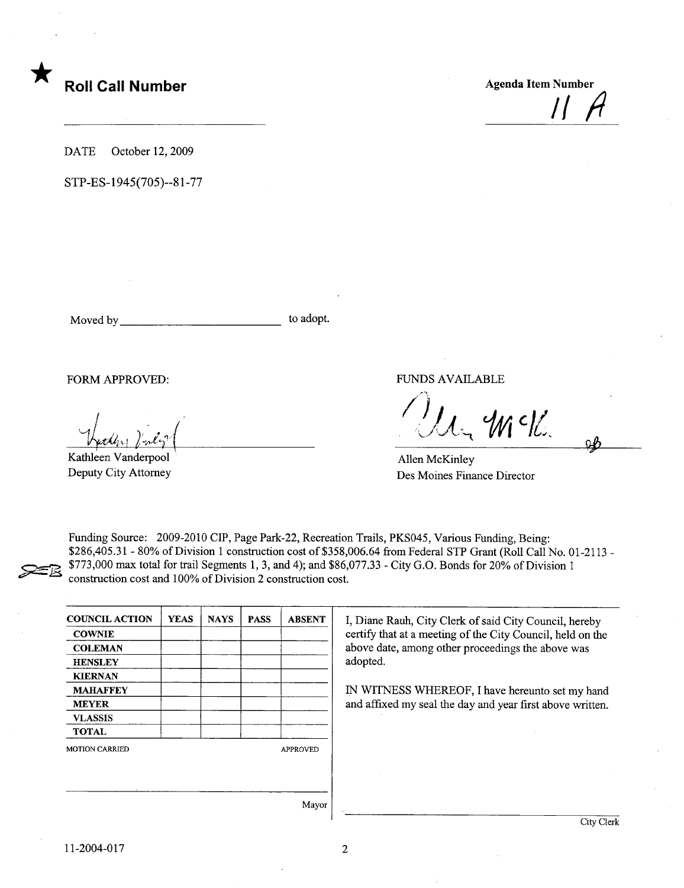★ **Roll Call Number**

**Agenda Item Number**

11 A

DATE October 12, 2009

STP-ES-1945(705)--81-77

Moved by \_\_\_\_\_\_\_\_\_\_\_\_\_\_\_\_\_\_\_\_\_\_\_\_\_\_ to adopt.

FORM APPROVED:

Kathleen Vanderpool
Deputy City Attorney

FUNDS AVAILABLE

Allen McKinley
Des Moines Finance Director

Funding Source: 2009-2010 CIP, Page Park-22, Recreation Trails, PKS045, Various Funding, Being: $286,405.31 - 80% of Division 1 construction cost of $358,006.64 from Federal STP Grant (Roll Call No. 01-2113 - $773,000 max total for trail Segments 1, 3, and 4); and $86,077.33 - City G.O. Bonds for 20% of Division 1 construction cost and 100% of Division 2 construction cost.

| COUNCIL ACTION | YEAS | NAYS | PASS | ABSENT |
|---|---|---|---|---|
| COWNIE | | | | |
| COLEMAN | | | | |
| HENSLEY | | | | |
| KIERNAN | | | | |
| MAHAFFEY | | | | |
| MEYER | | | | |
| VLASSIS | | | | |
| TOTAL | | | | |

MOTION CARRIED APPROVED

Mayor

I, Diane Rauh, City Clerk of said City Council, hereby certify that at a meeting of the City Council, held on the above date, among other proceedings the above was adopted.

IN WITNESS WHEREOF, I have hereunto set my hand and affixed my seal the day and year first above written.

City Clerk

11-2004-017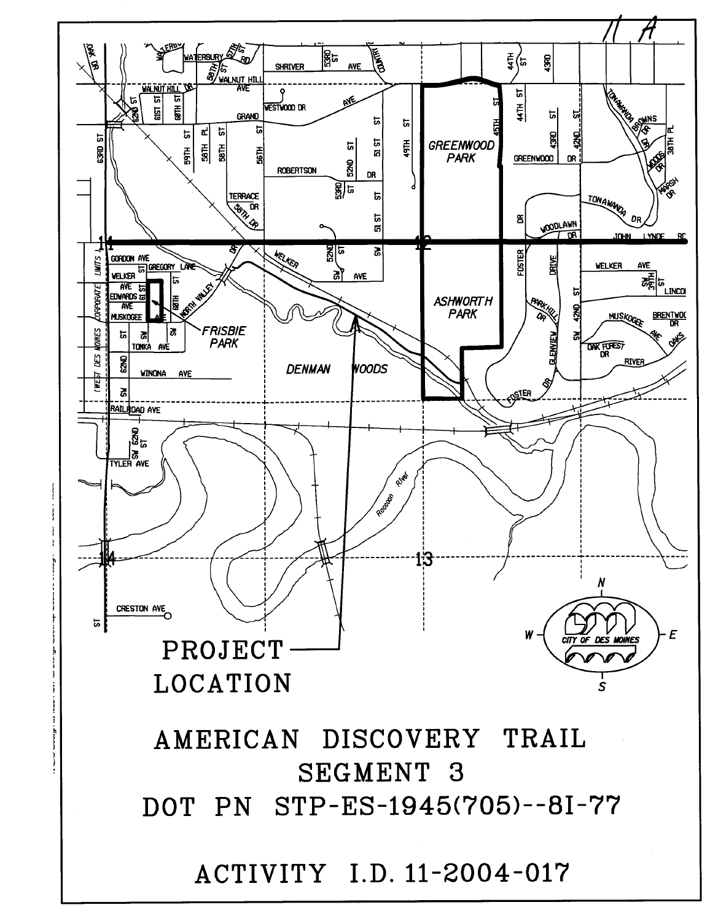11 A

PROJECT LOCATION

# AMERICAN DISCOVERY TRAIL
## SEGMENT 3
## DOT PN STP-ES-1945(705)--8I-77

## ACTIVITY I.D. 11-2004-017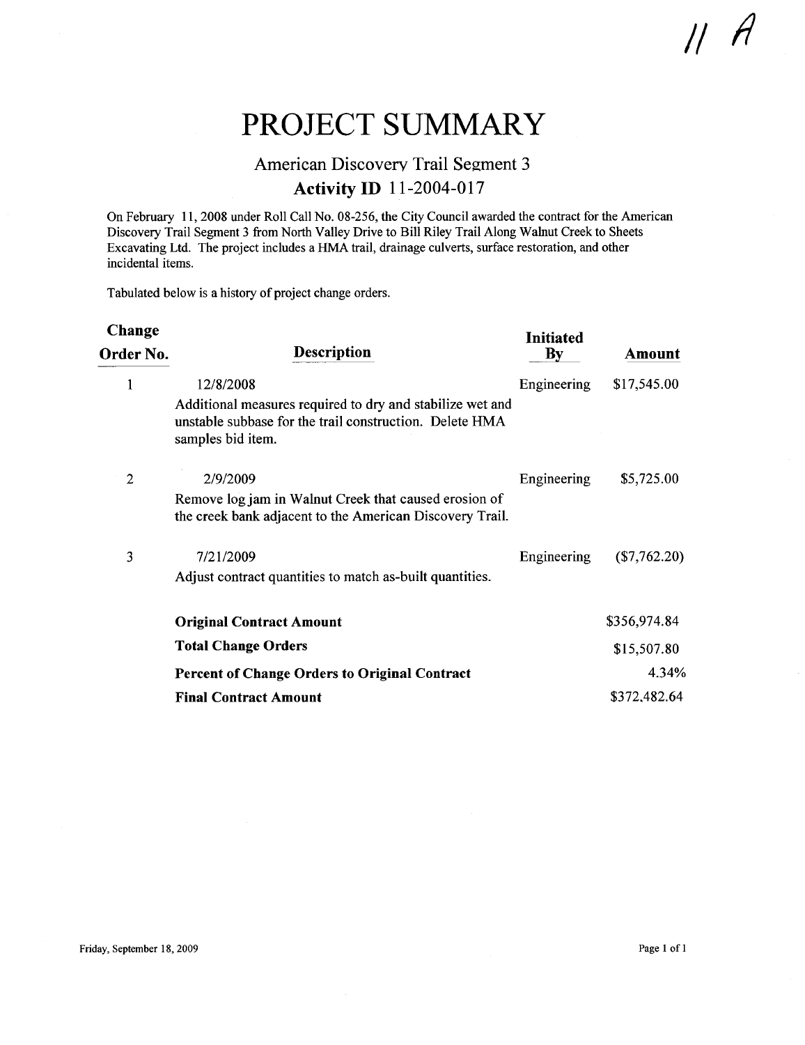11 A

# PROJECT SUMMARY

## American Discovery Trail Segment 3

### Activity ID 11-2004-017

On February 11, 2008 under Roll Call No. 08-256, the City Council awarded the contract for the American Discovery Trail Segment 3 from North Valley Drive to Bill Riley Trail Along Walnut Creek to Sheets Excavating Ltd. The project includes a HMA trail, drainage culverts, surface restoration, and other incidental items.

Tabulated below is a history of project change orders.

| Change Order No. | Description | Initiated By | Amount |
|---|---|---|---|
| 1 | 12/8/2008<br>Additional measures required to dry and stabilize wet and unstable subbase for the trail construction. Delete HMA samples bid item. | Engineering | $17,545.00 |
| 2 | 2/9/2009<br>Remove log jam in Walnut Creek that caused erosion of the creek bank adjacent to the American Discovery Trail. | Engineering | $5,725.00 |
| 3 | 7/21/2009<br>Adjust contract quantities to match as-built quantities. | Engineering | ($7,762.20) |
| | **Original Contract Amount** | | $356,974.84 |
| | **Total Change Orders** | | $15,507.80 |
| | **Percent of Change Orders to Original Contract** | | 4.34% |
| | **Final Contract Amount** | | $372,482.64 |

Friday, September 18, 2009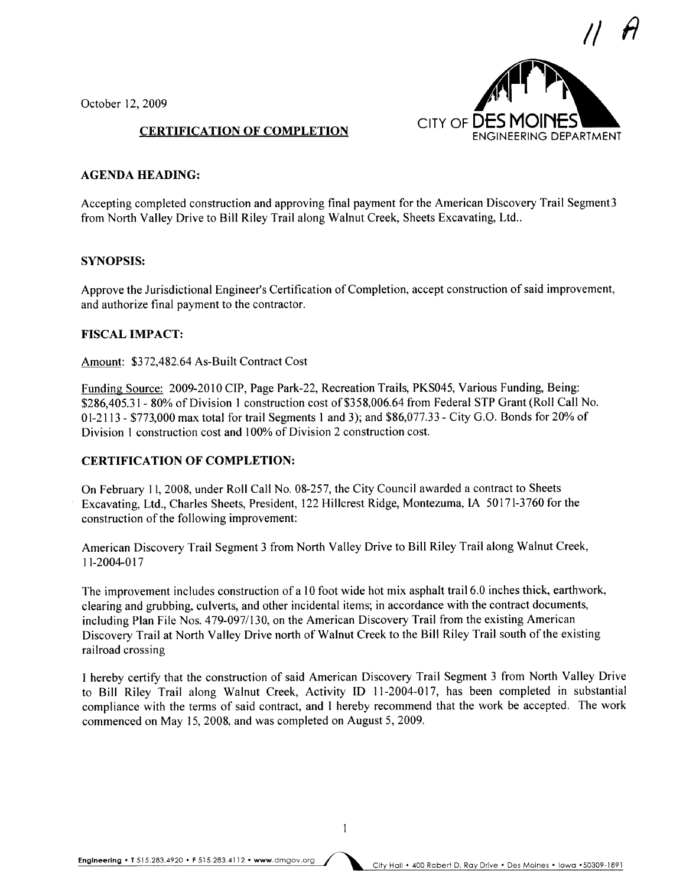11 A

October 12, 2009

CITY OF DES MOINES
ENGINEERING DEPARTMENT

## CERTIFICATION OF COMPLETION

### AGENDA HEADING:

Accepting completed construction and approving final payment for the American Discovery Trail Segment3 from North Valley Drive to Bill Riley Trail along Walnut Creek, Sheets Excavating, Ltd..

### SYNOPSIS:

Approve the Jurisdictional Engineer's Certification of Completion, accept construction of said improvement, and authorize final payment to the contractor.

### FISCAL IMPACT:

Amount: $372,482.64 As-Built Contract Cost

Funding Source: 2009-2010 CIP, Page Park-22, Recreation Trails, PKS045, Various Funding, Being: $286,405.31 - 80% of Division 1 construction cost of $358,006.64 from Federal STP Grant (Roll Call No. 01-2113 - $773,000 max total for trail Segments 1 and 3); and $86,077.33 - City G.O. Bonds for 20% of Division 1 construction cost and 100% of Division 2 construction cost.

### CERTIFICATION OF COMPLETION:

On February 11, 2008, under Roll Call No. 08-257, the City Council awarded a contract to Sheets Excavating, Ltd., Charles Sheets, President, 122 Hillcrest Ridge, Montezuma, IA 50171-3760 for the construction of the following improvement:

American Discovery Trail Segment 3 from North Valley Drive to Bill Riley Trail along Walnut Creek, 11-2004-017

The improvement includes construction of a 10 foot wide hot mix asphalt trail 6.0 inches thick, earthwork, clearing and grubbing, culverts, and other incidental items; in accordance with the contract documents, including Plan File Nos. 479-097/130, on the American Discovery Trail from the existing American Discovery Trail at North Valley Drive north of Walnut Creek to the Bill Riley Trail south of the existing railroad crossing

I hereby certify that the construction of said American Discovery Trail Segment 3 from North Valley Drive to Bill Riley Trail along Walnut Creek, Activity ID 11-2004-017, has been completed in substantial compliance with the terms of said contract, and I hereby recommend that the work be accepted. The work commenced on May 15, 2008, and was completed on August 5, 2009.

Engineering • T 515.283.4920 • F 515.283.4112 • www.dmgov.org City Hall • 400 Robert D. Ray Drive • Des Moines • Iowa • 50309-1891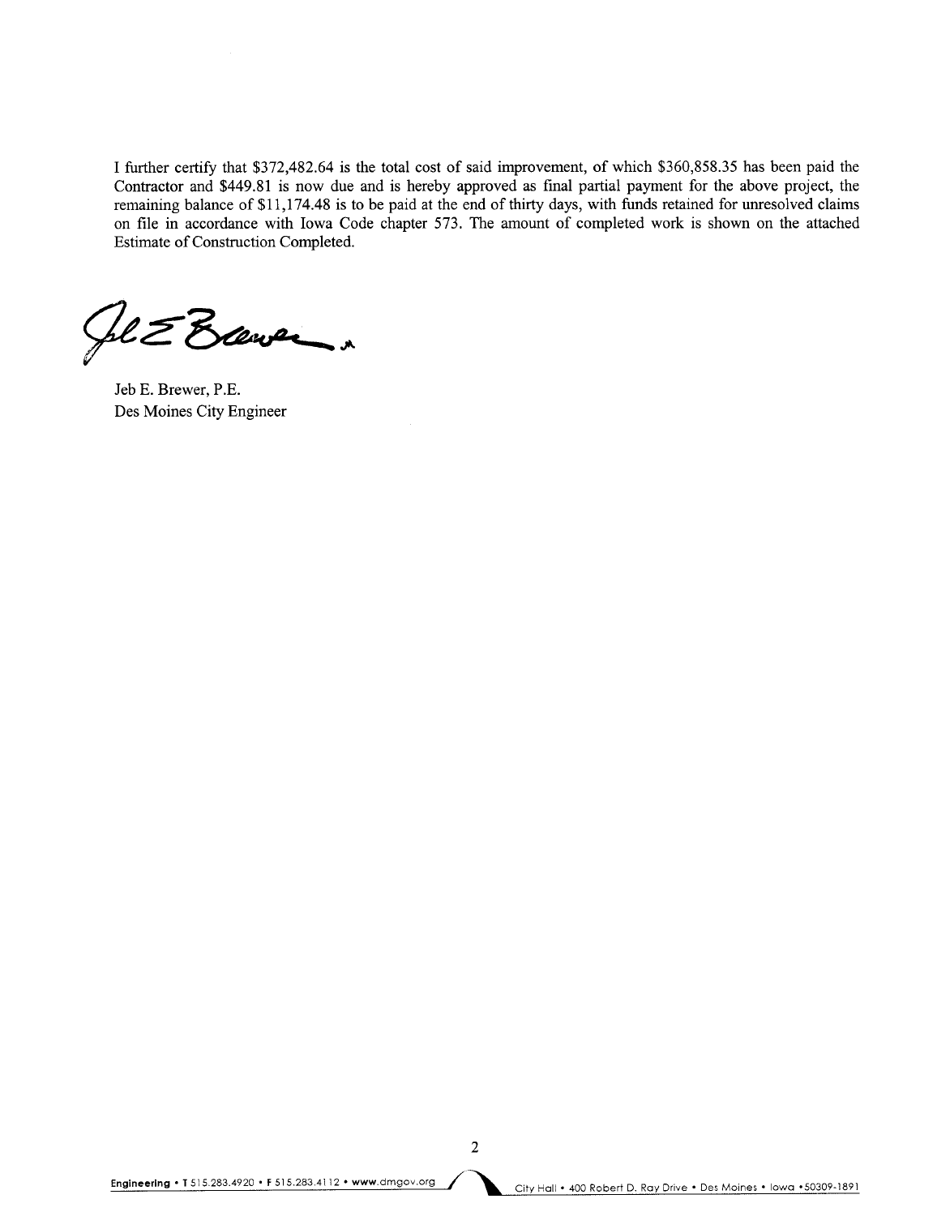I further certify that $372,482.64 is the total cost of said improvement, of which $360,858.35 has been paid the Contractor and $449.81 is now due and is hereby approved as final partial payment for the above project, the remaining balance of $11,174.48 is to be paid at the end of thirty days, with funds retained for unresolved claims on file in accordance with Iowa Code chapter 573. The amount of completed work is shown on the attached Estimate of Construction Completed.

Jeb E. Brewer, P.E.
Des Moines City Engineer

**Engineering** • **T** 515.283.4920 • **F** 515.283.4112 • **www.dmgov.org** City Hall • 400 Robert D. Ray Drive • Des Moines • Iowa • 50309-1891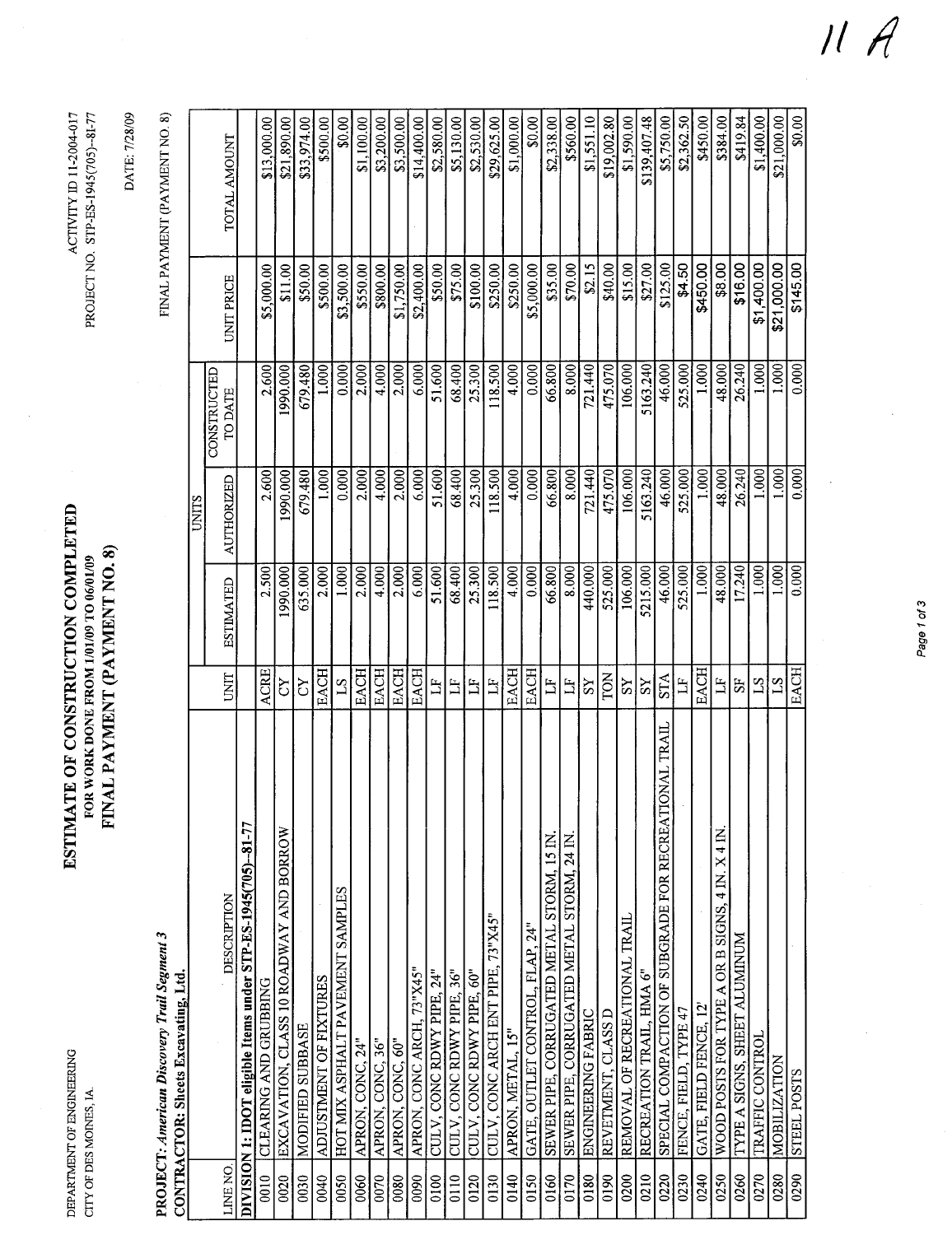11 A

DEPARTMENT OF ENGINEERING
CITY OF DES MOINES, IA.

ACTIVITY ID 11-2004-017
PROJECT NO. STP-ES-1945(705)--81-77

# ESTIMATE OF CONSTRUCTION COMPLETED

**FOR WORK DONE FROM 1/01/09 TO 06/01/09**

## FINAL PAYMENT (PAYMENT NO. 8)

DATE: 7/28/09

**PROJECT:** ***American Discovery Trail Segment 3***
**CONTRACTOR: Sheets Excavating, Ltd.**

FINAL PAYMENT (PAYMENT NO. 8)

| LINE NO. | DESCRIPTION | UNIT | UNITS | | | UNIT PRICE | TOTAL AMOUNT |
|---|---|---|---|---|---|---|---|
| | | | ESTIMATED | AUTHORIZED | CONSTRUCTED TO DATE | | |
| **DIVISION 1: IDOT eligible Items under STP-ES-1945(705)--81-77** | | | | | | | |
| 0010 | CLEARING AND GRUBBING | ACRE | 2.500 | 2.600 | 2.600 | $5,000.00 | $13,000.00 |
| 0020 | EXCAVATION, CLASS 10 ROADWAY AND BORROW | CY | 1990.000 | 1990.000 | 1990.000 | $11.00 | $21,890.00 |
| 0030 | MODIFIED SUBBASE | CY | 635.000 | 679.480 | 679.480 | $50.00 | $33,974.00 |
| 0040 | ADJUSTMENT OF FIXTURES | EACH | 2.000 | 1.000 | 1.000 | $500.00 | $500.00 |
| 0050 | HOT MIX ASPHALT PAVEMENT SAMPLES | LS | 1.000 | 0.000 | 0.000 | $3,500.00 | $0.00 |
| 0060 | APRON, CONC, 24" | EACH | 2.000 | 2.000 | 2.000 | $550.00 | $1,100.00 |
| 0070 | APRON, CONC, 36" | EACH | 4.000 | 4.000 | 4.000 | $800.00 | $3,200.00 |
| 0080 | APRON, CONC, 60" | EACH | 2.000 | 2.000 | 2.000 | $1,750.00 | $3,500.00 |
| 0090 | APRON, CONC ARCH, 73"X45" | EACH | 6.000 | 6.000 | 6.000 | $2,400.00 | $14,400.00 |
| 0100 | CULV, CONC RDWY PIPE, 24" | LF | 51.600 | 51.600 | 51.600 | $50.00 | $2,580.00 |
| 0110 | CULV, CONC RDWY PIPE, 36" | LF | 68.400 | 68.400 | 68.400 | $75.00 | $5,130.00 |
| 0120 | CULV, CONC RDWY PIPE, 60" | LF | 25.300 | 25.300 | 25.300 | $100.00 | $2,530.00 |
| 0130 | CULV, CONC ARCH ENT PIPE, 73"X45" | LF | 118.500 | 118.500 | 118.500 | $250.00 | $29,625.00 |
| 0140 | APRON, METAL, 15" | EACH | 4.000 | 4.000 | 4.000 | $250.00 | $1,000.00 |
| 0150 | GATE, OUTLET CONTROL, FLAP, 24" | EACH | 0.000 | 0.000 | 0.000 | $5,000.00 | $0.00 |
| 0160 | SEWER PIPE, CORRUGATED METAL STORM, 15 IN. | LF | 66.800 | 66.800 | 66.800 | $35.00 | $2,338.00 |
| 0170 | SEWER PIPE, CORRUGATED METAL STORM, 24 IN. | LF | 8.000 | 8.000 | 8.000 | $70.00 | $560.00 |
| 0180 | ENGINEERING FABRIC | SY | 440.000 | 721.440 | 721.440 | $2.15 | $1,551.10 |
| 0190 | REVETMENT, CLASS D | TON | 525.000 | 475.070 | 475.070 | $40.00 | $19,002.80 |
| 0200 | REMOVAL OF RECREATIONAL TRAIL | SY | 106.000 | 106.000 | 106.000 | $15.00 | $1,590.00 |
| 0210 | RECREATION TRAIL, HMA 6" | SY | 5215.000 | 5163.240 | 5163.240 | $27.00 | $139,407.48 |
| 0220 | SPECIAL COMPACTION OF SUBGRADE FOR RECREATIONAL TRAIL | STA | 46.000 | 46.000 | 46.000 | $125.00 | $5,750.00 |
| 0230 | FENCE, FIELD, TYPE 47 | LF | 525.000 | 525.000 | 525.000 | $4.50 | $2,362.50 |
| 0240 | GATE, FIELD FENCE, 12' | EACH | 1.000 | 1.000 | 1.000 | $450.00 | $450.00 |
| 0250 | WOOD POSTS FOR TYPE A OR B SIGNS, 4 IN. X 4 IN. | LF | 48.000 | 48.000 | 48.000 | $8.00 | $384.00 |
| 0260 | TYPE A SIGNS, SHEET ALUMINUM | SF | 17.240 | 26.240 | 26.240 | $16.00 | $419.84 |
| 0270 | TRAFFIC CONTROL | LS | 1.000 | 1.000 | 1.000 | $1,400.00 | $1,400.00 |
| 0280 | MOBILIZATION | LS | 1.000 | 1.000 | 1.000 | $21,000.00 | $21,000.00 |
| 0290 | STEEL POSTS | EACH | 0.000 | 0.000 | 0.000 | $145.00 | $0.00 |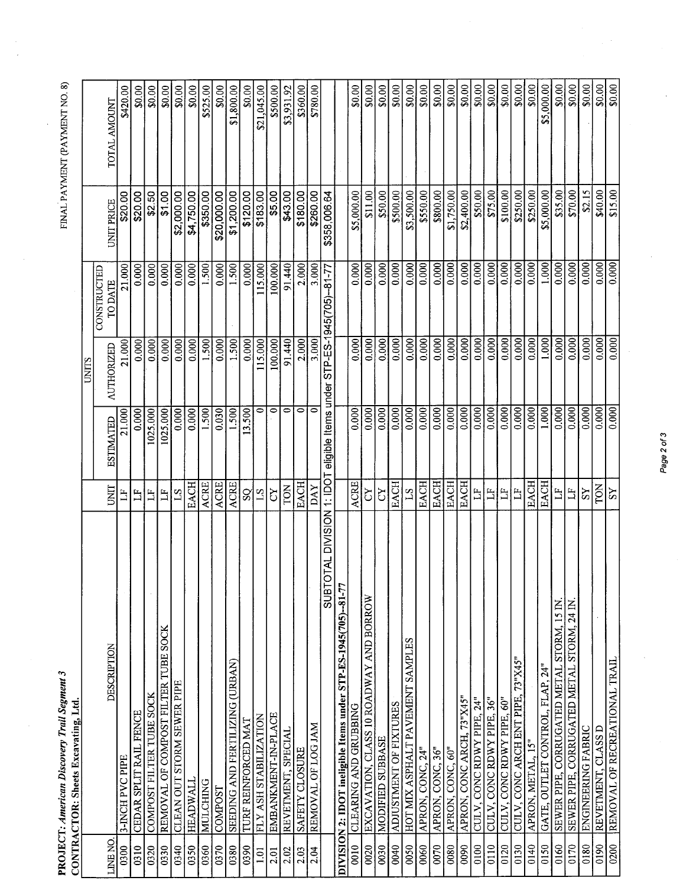**PROJECT:** ***American Discovery Trail Segment 3***
**CONTRACTOR:** **Sheets Excavating, Ltd.**

FINAL PAYMENT (PAYMENT NO. 8)

| LINE NO. | DESCRIPTION | UNIT | UNITS | | | UNIT PRICE | TOTAL AMOUNT |
|---|---|---|---|---|---|---|---|
| | | | ESTIMATED | AUTHORIZED | CONSTRUCTED TO DATE | | |
| 0300 | 3-INCH PVC PIPE | LF | 21.000 | 21.000 | 21.000 | $20.00 | $420.00 |
| 0310 | CEDAR SPLIT RAIL FENCE | LF | 0.000 | 0.000 | 0.000 | $20.00 | $0.00 |
| 0320 | COMPOST FILTER TUBE SOCK | LF | 1025.000 | 0.000 | 0.000 | $2.50 | $0.00 |
| 0330 | REMOVAL OF COMPOST FILTER TUBE SOCK | LF | 1025.000 | 0.000 | 0.000 | $1.00 | $0.00 |
| 0340 | CLEAN OUT STORM SEWER PIPE | LS | 0.000 | 0.000 | 0.000 | $2,000.00 | $0.00 |
| 0350 | HEADWALL | EACH | 0.000 | 0.000 | 0.000 | $4,750.00 | $0.00 |
| 0360 | MULCHING | ACRE | 1.500 | 1.500 | 1.500 | $350.00 | $525.00 |
| 0370 | COMPOST | ACRE | 0.030 | 0.000 | 0.000 | $20,000.00 | $0.00 |
| 0380 | SEEDING AND FERTILIZING (URBAN) | ACRE | 1.500 | 1.500 | 1.500 | $1,200.00 | $1,800.00 |
| 0390 | TURF REINFORCED MAT | SQ | 13.500 | 0.000 | 0.000 | $120.00 | $0.00 |
| 1.01 | FLY ASH STABILIZATION | LS | 0 | 115.000 | 115.000 | $183.00 | $21,045.00 |
| 2.01 | EMBANKMENT-IN-PLACE | CY | 0 | 100.000 | 100.000 | $5.00 | $500.00 |
| 2.02 | REVETMENT, SPECIAL | TON | 0 | 91.440 | 91.440 | $43.00 | $3,931.92 |
| 2.03 | SAFETY CLOSURE | EACH | 0 | 2.000 | 2.000 | $180.00 | $360.00 |
| 2.04 | REMOVAL OF LOG JAM | DAY | 0 | 3.000 | 3.000 | $260.00 | $780.00 |
| | SUBTOTAL DIVISION 1: IDOT eligible Items under STP-ES-1945(705)--81-77 | | | | | $358,006.64 | |
| **DIVISION 2: IDOT ineligible Items under STP-ES-1945(705)--81-77** | | | | | | | |
| 0010 | CLEARING AND GRUBBING | ACRE | 0.000 | 0.000 | 0.000 | $5,000.00 | $0.00 |
| 0020 | EXCAVATION, CLASS 10 ROADWAY AND BORROW | CY | 0.000 | 0.000 | 0.000 | $11.00 | $0.00 |
| 0030 | MODIFIED SUBBASE | CY | 0.000 | 0.000 | 0.000 | $50.00 | $0.00 |
| 0040 | ADJUSTMENT OF FIXTURES | EACH | 0.000 | 0.000 | 0.000 | $500.00 | $0.00 |
| 0050 | HOT MIX ASPHALT PAVEMENT SAMPLES | LS | 0.000 | 0.000 | 0.000 | $3,500.00 | $0.00 |
| 0060 | APRON, CONC, 24" | EACH | 0.000 | 0.000 | 0.000 | $550.00 | $0.00 |
| 0070 | APRON, CONC, 36" | EACH | 0.000 | 0.000 | 0.000 | $800.00 | $0.00 |
| 0080 | APRON, CONC, 60" | EACH | 0.000 | 0.000 | 0.000 | $1,750.00 | $0.00 |
| 0090 | APRON, CONC ARCH, 73"X45" | EACH | 0.000 | 0.000 | 0.000 | $2,400.00 | $0.00 |
| 0100 | CULV, CONC RDWY PIPE, 24" | LF | 0.000 | 0.000 | 0.000 | $50.00 | $0.00 |
| 0110 | CULV, CONC RDWY PIPE, 36" | LF | 0.000 | 0.000 | 0.000 | $75.00 | $0.00 |
| 0120 | CULV, CONC RDWY PIPE, 60" | LF | 0.000 | 0.000 | 0.000 | $100.00 | $0.00 |
| 0130 | CULV, CONC ARCH ENT PIPE, 73"X45" | LF | 0.000 | 0.000 | 0.000 | $250.00 | $0.00 |
| 0140 | APRON, METAL, 15" | EACH | 0.000 | 0.000 | 0.000 | $250.00 | $0.00 |
| 0150 | GATE, OUTLET CONTROL, FLAP, 24" | EACH | 1.000 | 1.000 | 1.000 | $5,000.00 | $5,000.00 |
| 0160 | SEWER PIPE, CORRUGATED METAL STORM, 15 IN. | LF | 0.000 | 0.000 | 0.000 | $35.00 | $0.00 |
| 0170 | SEWER PIPE, CORRUGATED METAL STORM, 24 IN. | LF | 0.000 | 0.000 | 0.000 | $70.00 | $0.00 |
| 0180 | ENGINEERING FABRIC | SY | 0.000 | 0.000 | 0.000 | $2.15 | $0.00 |
| 0190 | REVETMENT, CLASS D | TON | 0.000 | 0.000 | 0.000 | $40.00 | $0.00 |
| 0200 | REMOVAL OF RECREATIONAL TRAIL | SY | 0.000 | 0.000 | 0.000 | $15.00 | $0.00 |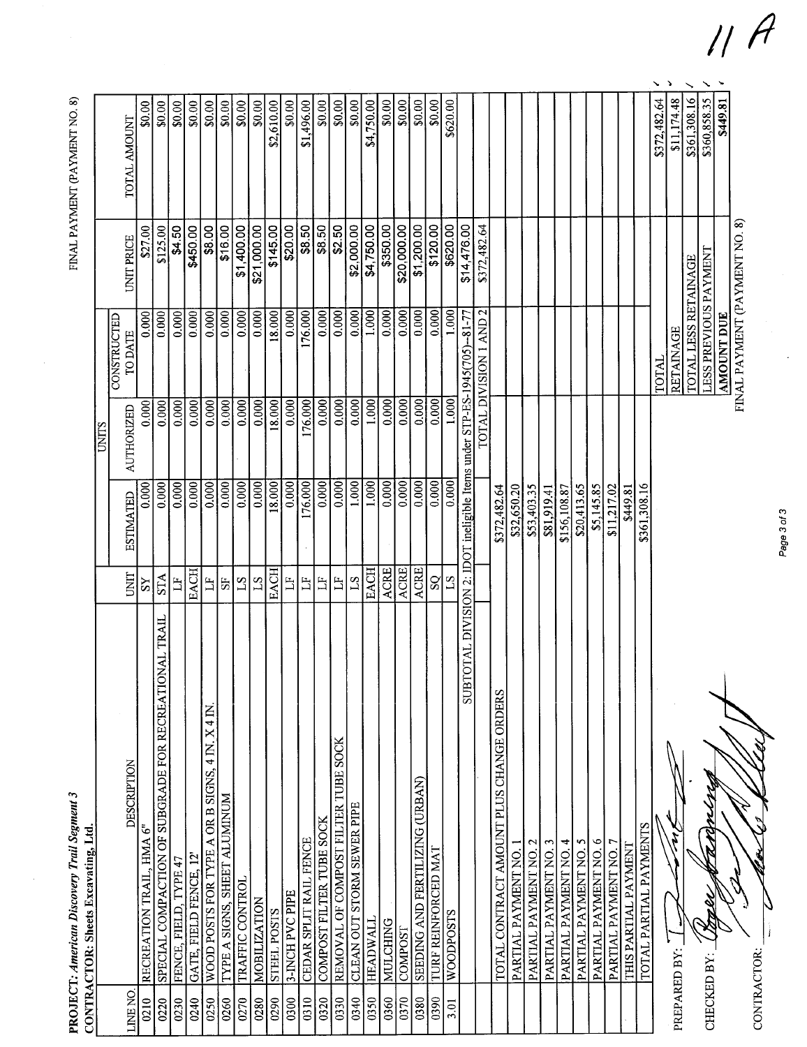**PROJECT:** *American Discovery Trail Segment 3*
**CONTRACTOR:** **Sheets Excavating, Ltd.**

FINAL PAYMENT (PAYMENT NO. 8)

11 A

| LINE NO. | DESCRIPTION | UNIT | UNITS ESTMATED | UNITS AUTHORIZED | UNITS CONSTRUCTED TO DATE | UNIT PRICE | TOTAL AMOUNT |
|---|---|---|---|---|---|---|---|
| 0210 | RECREATION TRAIL, HMA 6" | SY | 0.000 | 0.000 | 0.000 | $27.00 | $0.00 |
| 0220 | SPECIAL COMPACTION OF SUBGRADE FOR RECREATIONAL TRAIL | STA | 0.000 | 0.000 | 0.000 | $125.00 | $0.00 |
| 0230 | FENCE, FIELD, TYPE 47 | LF | 0.000 | 0.000 | 0.000 | $4.50 | $0.00 |
| 0240 | GATE, FIELD FENCE, 12' | EACH | 0.000 | 0.000 | 0.000 | $450.00 | $0.00 |
| 0250 | WOOD POSTS FOR TYPE A OR B SIGNS, 4 IN. X 4 IN. | LF | 0.000 | 0.000 | 0.000 | $8.00 | $0.00 |
| 0260 | TYPE A SIGNS, SHEET ALUMINUM | SF | 0.000 | 0.000 | 0.000 | $16.00 | $0.00 |
| 0270 | TRAFFIC CONTROL | LS | 0.000 | 0.000 | 0.000 | $1,400.00 | $0.00 |
| 0280 | MOBILIZATION | LS | 0.000 | 0.000 | 0.000 | $21,000.00 | $0.00 |
| 0290 | STEEL POSTS | EACH | 18.000 | 18.000 | 18.000 | $145.00 | $2,610.00 |
| 0300 | 3-INCH PVC PIPE | LF | 0.000 | 0.000 | 0.000 | $20.00 | $0.00 |
| 0310 | CEDAR SPLIT RAIL FENCE | LF | 176.000 | 176.000 | 176.000 | $8.50 | $1,496.00 |
| 0320 | COMPOST FILTER TUBE SOCK | LF | 0.000 | 0.000 | 0.000 | $8.50 | $0.00 |
| 0330 | REMOVAL OF COMPOST FILTER TUBE SOCK | LF | 0.000 | 0.000 | 0.000 | $2.50 | $0.00 |
| 0340 | CLEAN OUT STORM SEWER PIPE | LS | 1.000 | 0.000 | 0.000 | $2,000.00 | $0.00 |
| 0350 | HEADWALL | EACH | 1.000 | 1.000 | 1.000 | $4,750.00 | $4,750.00 |
| 0360 | MULCHING | ACRE | 0.000 | 0.000 | 0.000 | $350.00 | $0.00 |
| 0370 | COMPOST | ACRE | 0.000 | 0.000 | 0.000 | $20,000.00 | $0.00 |
| 0380 | SEEDING AND FERTILIZING (URBAN) | ACRE | 0.000 | 0.000 | 0.000 | $1,200.00 | $0.00 |
| 0390 | TURF REINFORCED MAT | SQ | 0.000 | 0.000 | 0.000 | $120.00 | $0.00 |
| 3.01 | WOODPOSTS | LS | 0.000 | 1.000 | 1.000 | $620.00 | $620.00 |
| | SUBTOTAL DIVISION 2: IDOT ineligible Items under STP-ES-1945(705)--81-77 | | | | | $14,476.00 | |
| | TOTAL DIVISION 1 AND 2 | | | | | $372,482.64 | |
| | TOTAL CONTRACT AMOUNT PLUS CHANGE ORDERS | | $372,482.64 | | | | |
| | PARTIAL PAYMENT NO. 1 | | $32,650.20 | | | | |
| | PARTIAL PAYMENT NO. 2 | | $53,403.35 | | | | |
| | PARTIAL PAYMENT NO. 3 | | $81,919.41 | | | | |
| | PARTIAL PAYMENT NO. 4 | | $156,108.87 | | | | |
| | PARTIAL PAYMENT NO. 5 | | $20,413.65 | | | | |
| | PARTIAL PAYMENT NO. 6 | | $5,145.85 | | | | |
| | PARTIAL PAYMENT NO. 7 | | $11,217.02 | | | | |
| | THIS PARTIAL PAYMENT | | $449.81 | | | | |
| | TOTAL PARTIAL PAYMENTS | | $361,308.16 | | | | |

| | |
|---|---|
| TOTAL | $372,482.64 |
| RETAINAGE | $11,174.48 |
| TOTAL LESS RETAINAGE | $361,308.16 |
| LESS PREVIOUS PAYMENT | $360,858.35 |
| **AMOUNT DUE** | **$449.81** |

FINAL PAYMENT (PAYMENT NO. 8)

PREPARED BY: ____________

CHECKED BY: ____________

CONTRACTOR: ____________